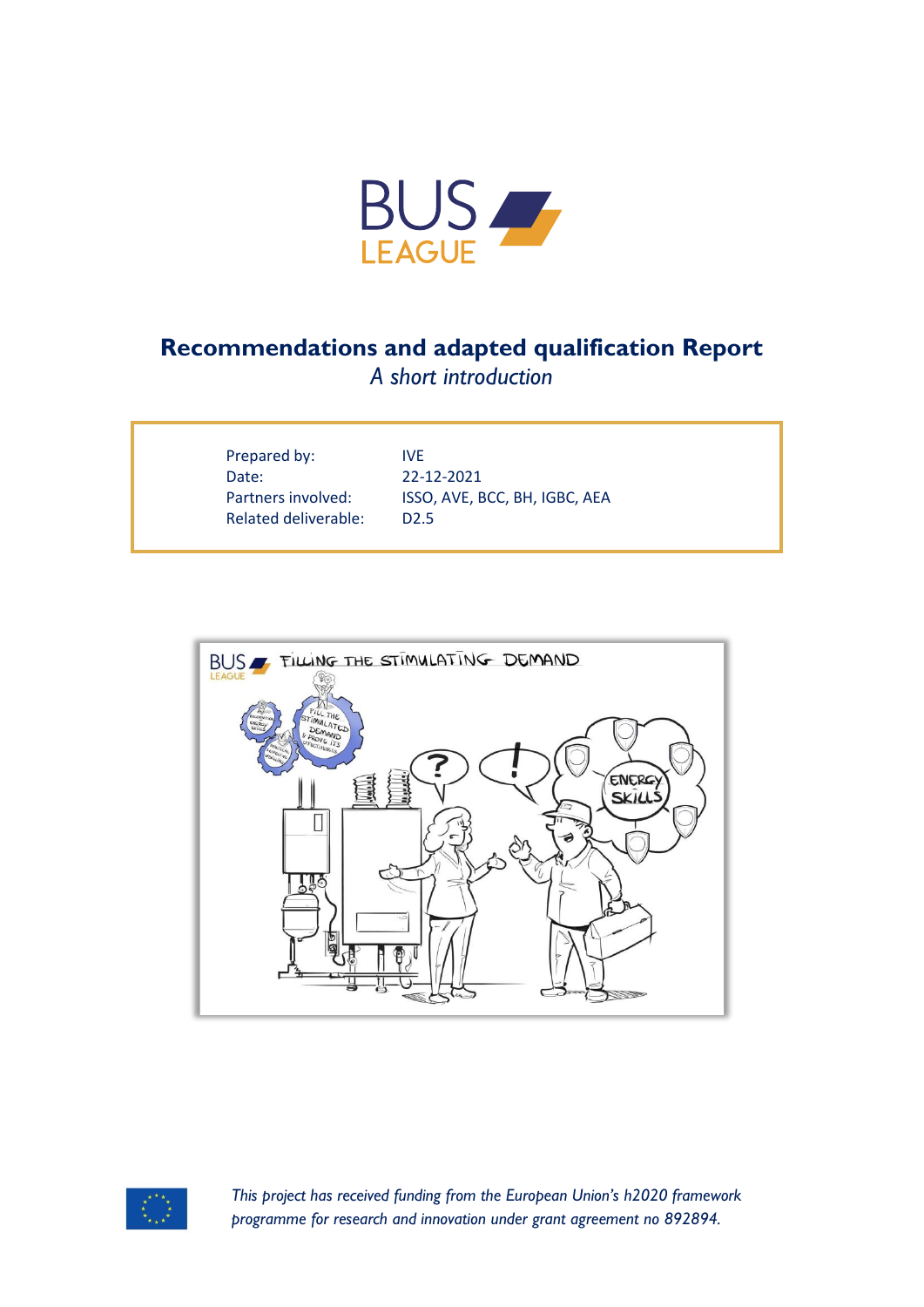# Recommendations and adapted qualification Report

*A short introduction*

| | |
|---|---|
| Prepared by: | IVE |
| Date: | 22-12-2021 |
| Partners involved: | ISSO, AVE, BCC, BH, IGBC, AEA |
| Related deliverable: | D2.5 |

*This project has received funding from the European Union's h2020 framework programme for research and innovation under grant agreement no 892894.*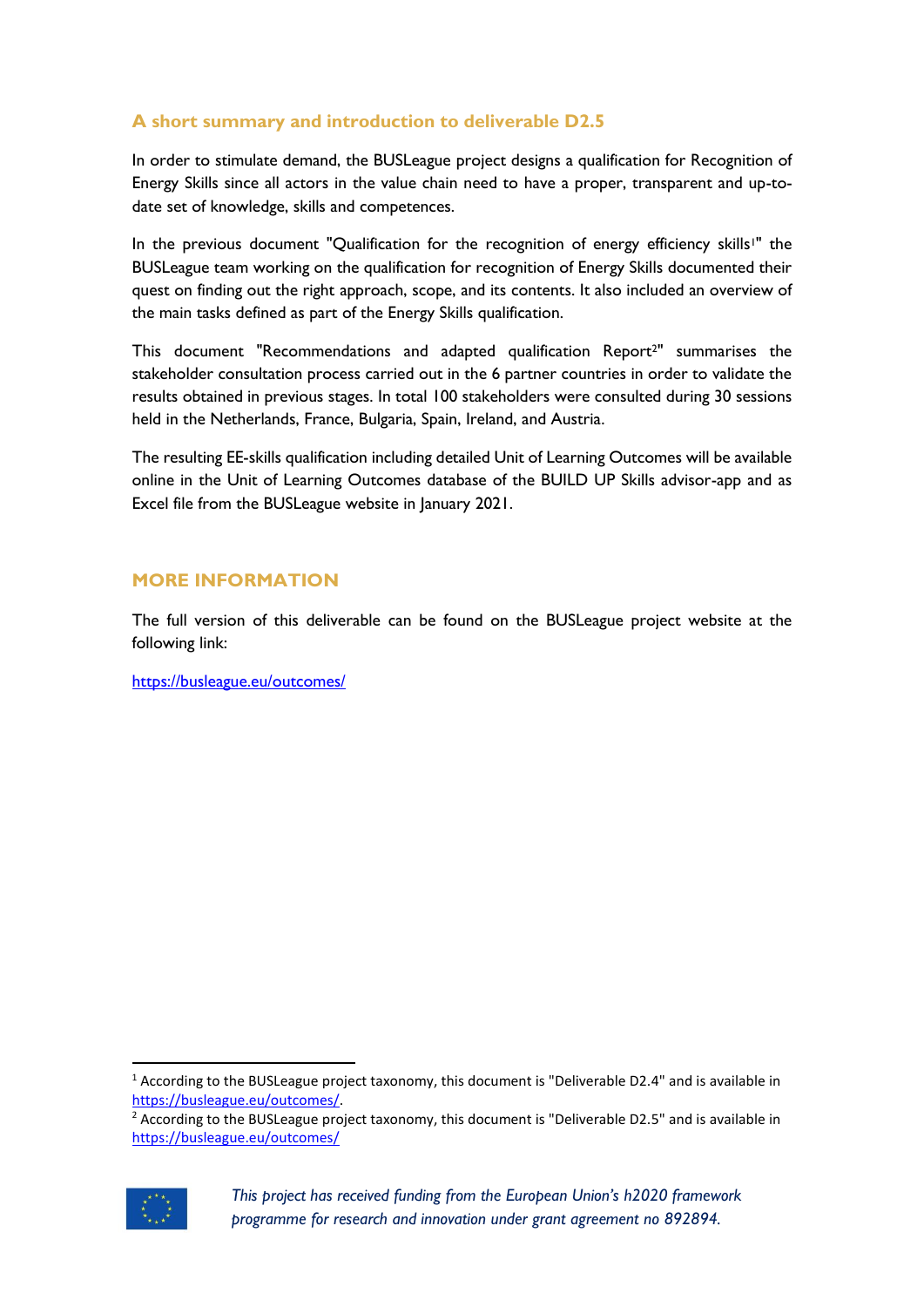## A short summary and introduction to deliverable D2.5

In order to stimulate demand, the BUSLeague project designs a qualification for Recognition of Energy Skills since all actors in the value chain need to have a proper, transparent and up-to-date set of knowledge, skills and competences.

In the previous document "Qualification for the recognition of energy efficiency skills[1]" the BUSLeague team working on the qualification for recognition of Energy Skills documented their quest on finding out the right approach, scope, and its contents. It also included an overview of the main tasks defined as part of the Energy Skills qualification.

This document "Recommendations and adapted qualification Report[2]" summarises the stakeholder consultation process carried out in the 6 partner countries in order to validate the results obtained in previous stages. In total 100 stakeholders were consulted during 30 sessions held in the Netherlands, France, Bulgaria, Spain, Ireland, and Austria.

The resulting EE-skills qualification including detailed Unit of Learning Outcomes will be available online in the Unit of Learning Outcomes database of the BUILD UP Skills advisor-app and as Excel file from the BUSLeague website in January 2021.

## MORE INFORMATION

The full version of this deliverable can be found on the BUSLeague project website at the following link:

https://busleague.eu/outcomes/

[1] According to the BUSLeague project taxonomy, this document is "Deliverable D2.4" and is available in https://busleague.eu/outcomes/.

[2] According to the BUSLeague project taxonomy, this document is "Deliverable D2.5" and is available in https://busleague.eu/outcomes/

*This project has received funding from the European Union's h2020 framework programme for research and innovation under grant agreement no 892894.*